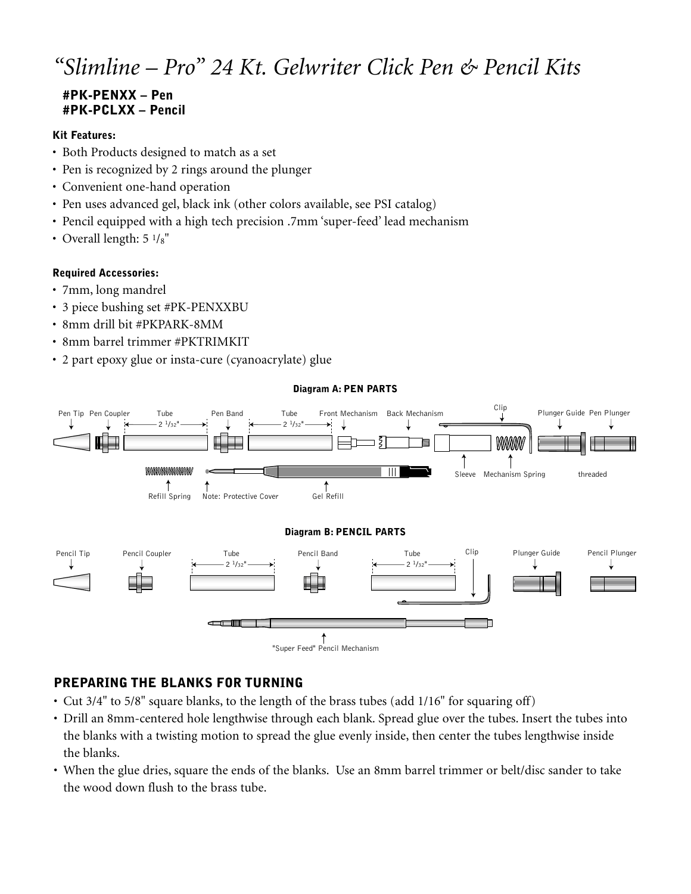// “Slimline – Pro” 24 Kt. Gelwriter Click Pen & Pencil Kits

# *“Slimline – Pro” 24 Kt. Gelwriter Click Pen & Pencil Kits*

**#PK-PENXX – Pen**
**#PK-PCLXX – Pencil**

### Kit Features:

- Both Products designed to match as a set
- Pen is recognized by 2 rings around the plunger
- Convenient one-hand operation
- Pen uses advanced gel, black ink (other colors available, see PSI catalog)
- Pencil equipped with a high tech precision .7mm ‘super-feed’ lead mechanism
- Overall length: 5 1/8"

### Required Accessories:

- 7mm, long mandrel
- 3 piece bushing set #PK-PENXXBU
- 8mm drill bit #PKPARK-8MM
- 8mm barrel trimmer #PKTRIMKIT
- 2 part epoxy glue or insta-cure (cyanoacrylate) glue

**Diagram A: PEN PARTS**

Pen Tip, Pen Coupler, Tube (2 1/32"), Pen Band, Tube (2 1/32"), Front Mechanism, Back Mechanism, Clip, Plunger Guide, Pen Plunger, Sleeve, Mechanism Spring, threaded, Refill Spring, Note: Protective Cover, Gel Refill

**Diagram B: PENCIL PARTS**

Pencil Tip, Pencil Coupler, Tube (2 1/32"), Pencil Band, Tube (2 1/32"), Clip, Plunger Guide, Pencil Plunger, "Super Feed" Pencil Mechanism

## PREPARING THE BLANKS FOR TURNING

- Cut 3/4" to 5/8" square blanks, to the length of the brass tubes (add 1/16" for squaring off)
- Drill an 8mm-centered hole lengthwise through each blank. Spread glue over the tubes. Insert the tubes into the blanks with a twisting motion to spread the glue evenly inside, then center the tubes lengthwise inside the blanks.
- When the glue dries, square the ends of the blanks. Use an 8mm barrel trimmer or belt/disc sander to take the wood down flush to the brass tube.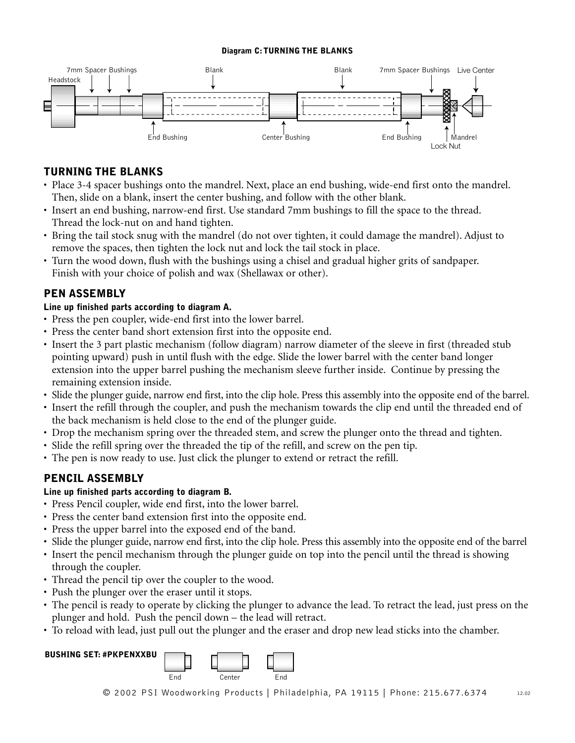**Diagram C: TURNING THE BLANKS**

Headstock
7mm Spacer Bushings
Blank
Blank
7mm Spacer Bushings
Live Center
End Bushing
Center Bushing
End Bushing
Mandrel
Lock Nut

## TURNING THE BLANKS

- Place 3-4 spacer bushings onto the mandrel. Next, place an end bushing, wide-end first onto the mandrel. Then, slide on a blank, insert the center bushing, and follow with the other blank.
- Insert an end bushing, narrow-end first. Use standard 7mm bushings to fill the space to the thread. Thread the lock-nut on and hand tighten.
- Bring the tail stock snug with the mandrel (do not over tighten, it could damage the mandrel). Adjust to remove the spaces, then tighten the lock nut and lock the tail stock in place.
- Turn the wood down, flush with the bushings using a chisel and gradual higher grits of sandpaper. Finish with your choice of polish and wax (Shellawax or other).

## PEN ASSEMBLY

**Line up finished parts according to diagram A.**

- Press the pen coupler, wide-end first into the lower barrel.
- Press the center band short extension first into the opposite end.
- Insert the 3 part plastic mechanism (follow diagram) narrow diameter of the sleeve in first (threaded stub pointing upward) push in until flush with the edge. Slide the lower barrel with the center band longer extension into the upper barrel pushing the mechanism sleeve further inside. Continue by pressing the remaining extension inside.
- Slide the plunger guide, narrow end first, into the clip hole. Press this assembly into the opposite end of the barrel.
- Insert the refill through the coupler, and push the mechanism towards the clip end until the threaded end of the back mechanism is held close to the end of the plunger guide.
- Drop the mechanism spring over the threaded stem, and screw the plunger onto the thread and tighten.
- Slide the refill spring over the threaded the tip of the refill, and screw on the pen tip.
- The pen is now ready to use. Just click the plunger to extend or retract the refill.

## PENCIL ASSEMBLY

**Line up finished parts according to diagram B.**

- Press Pencil coupler, wide end first, into the lower barrel.
- Press the center band extension first into the opposite end.
- Press the upper barrel into the exposed end of the band.
- Slide the plunger guide, narrow end first, into the clip hole. Press this assembly into the opposite end of the barrel
- Insert the pencil mechanism through the plunger guide on top into the pencil until the thread is showing through the coupler.
- Thread the pencil tip over the coupler to the wood.
- Push the plunger over the eraser until it stops.
- The pencil is ready to operate by clicking the plunger to advance the lead. To retract the lead, just press on the plunger and hold. Push the pencil down – the lead will retract.
- To reload with lead, just pull out the plunger and the eraser and drop new lead sticks into the chamber.

**BUSHING SET: #PKPENXXBU**

End
Center
End

© 2002 PSI Woodworking Products | Philadelphia, PA 19115 | Phone: 215.677.6374

12.02